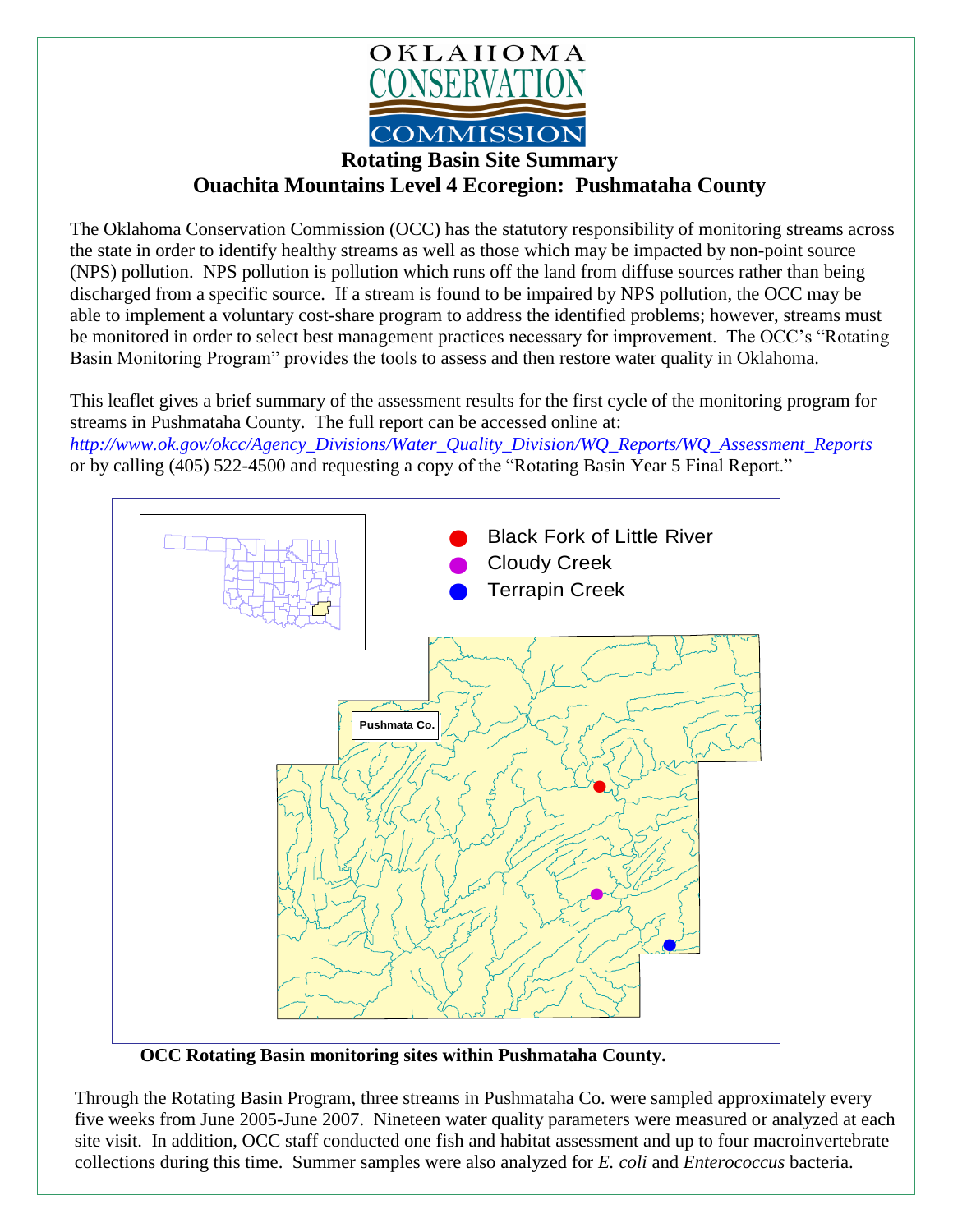OKLAHOMA CONSERVATION COMMISSION

# Rotating Basin Site Summary

## Ouachita Mountains Level 4 Ecoregion: Pushmataha County

The Oklahoma Conservation Commission (OCC) has the statutory responsibility of monitoring streams across the state in order to identify healthy streams as well as those which may be impacted by non-point source (NPS) pollution. NPS pollution is pollution which runs off the land from diffuse sources rather than being discharged from a specific source. If a stream is found to be impaired by NPS pollution, the OCC may be able to implement a voluntary cost-share program to address the identified problems; however, streams must be monitored in order to select best management practices necessary for improvement. The OCC's "Rotating Basin Monitoring Program" provides the tools to assess and then restore water quality in Oklahoma.

This leaflet gives a brief summary of the assessment results for the first cycle of the monitoring program for streams in Pushmataha County. The full report can be accessed online at: *http://www.ok.gov/okcc/Agency_Divisions/Water_Quality_Division/WQ_Reports/WQ_Assessment_Reports* or by calling (405) 522-4500 and requesting a copy of the "Rotating Basin Year 5 Final Report."

- Black Fork of Little River
- Cloudy Creek
- Terrapin Creek

Pushmata Co.

**OCC Rotating Basin monitoring sites within Pushmataha County.**

Through the Rotating Basin Program, three streams in Pushmataha Co. were sampled approximately every five weeks from June 2005-June 2007. Nineteen water quality parameters were measured or analyzed at each site visit. In addition, OCC staff conducted one fish and habitat assessment and up to four macroinvertebrate collections during this time. Summer samples were also analyzed for *E. coli* and *Enterococcus* bacteria.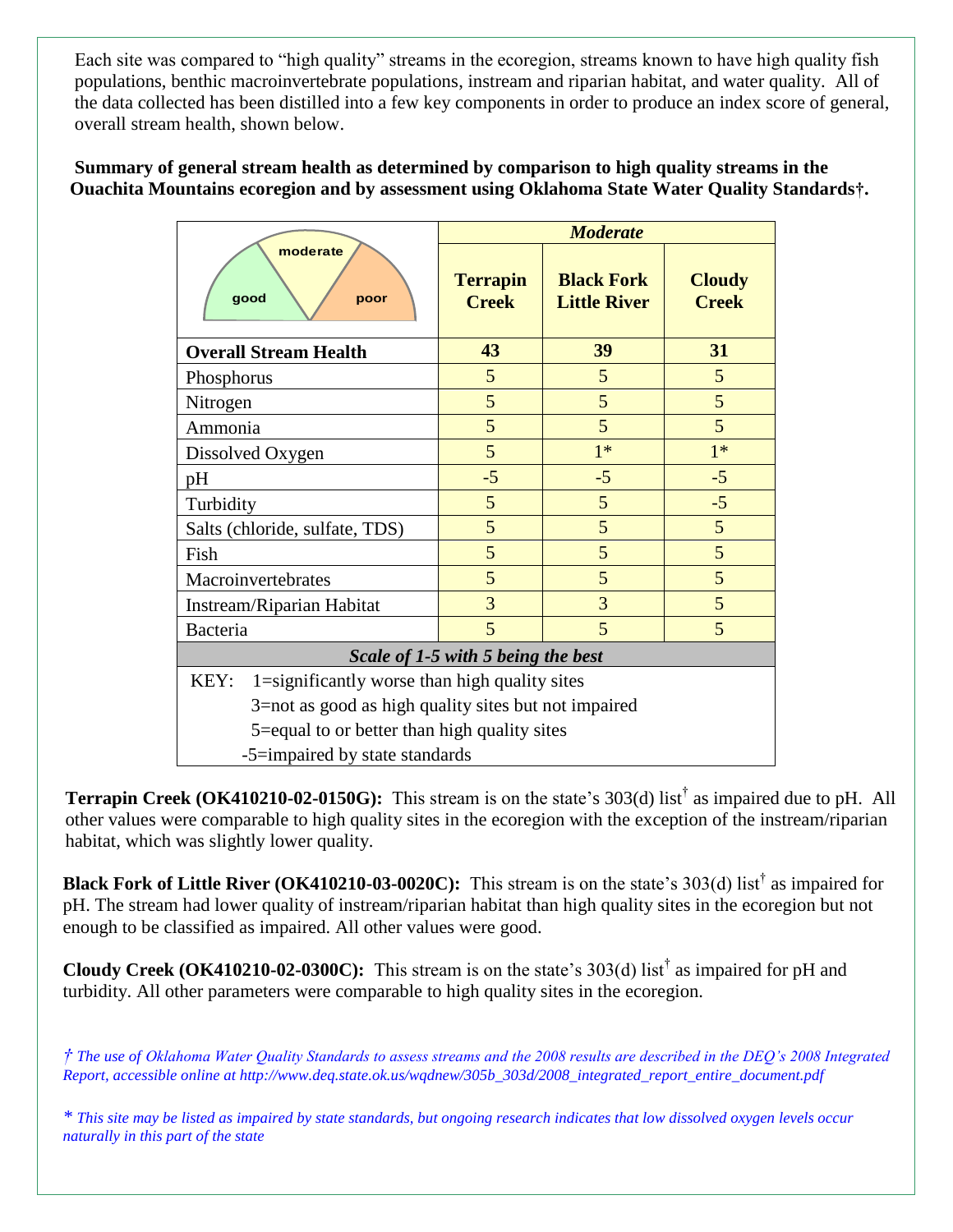Each site was compared to "high quality" streams in the ecoregion, streams known to have high quality fish populations, benthic macroinvertebrate populations, instream and riparian habitat, and water quality. All of the data collected has been distilled into a few key components in order to produce an index score of general, overall stream health, shown below.

**Summary of general stream health as determined by comparison to high quality streams in the Ouachita Mountains ecoregion and by assessment using Oklahoma State Water Quality Standards†.**

| good / moderate / poor | *Moderate* | | |
|---|---|---|---|
| | **Terrapin Creek** | **Black Fork Little River** | **Cloudy Creek** |
| **Overall Stream Health** | **43** | **39** | **31** |
| Phosphorus | 5 | 5 | 5 |
| Nitrogen | 5 | 5 | 5 |
| Ammonia | 5 | 5 | 5 |
| Dissolved Oxygen | 5 | 1* | 1* |
| pH | -5 | -5 | -5 |
| Turbidity | 5 | 5 | -5 |
| Salts (chloride, sulfate, TDS) | 5 | 5 | 5 |
| Fish | 5 | 5 | 5 |
| Macroinvertebrates | 5 | 5 | 5 |
| Instream/Riparian Habitat | 3 | 3 | 5 |
| Bacteria | 5 | 5 | 5 |
| ***Scale of 1-5 with 5 being the best*** | | | |

KEY: 1=significantly worse than high quality sites
3=not as good as high quality sites but not impaired
5=equal to or better than high quality sites
-5=impaired by state standards

**Terrapin Creek (OK410210-02-0150G):** This stream is on the state's 303(d) list† as impaired due to pH. All other values were comparable to high quality sites in the ecoregion with the exception of the instream/riparian habitat, which was slightly lower quality.

**Black Fork of Little River (OK410210-03-0020C):** This stream is on the state's 303(d) list† as impaired for pH. The stream had lower quality of instream/riparian habitat than high quality sites in the ecoregion but not enough to be classified as impaired. All other values were good.

**Cloudy Creek (OK410210-02-0300C):** This stream is on the state's 303(d) list† as impaired for pH and turbidity. All other parameters were comparable to high quality sites in the ecoregion.

*† The use of Oklahoma Water Quality Standards to assess streams and the 2008 results are described in the DEQ's 2008 Integrated Report, accessible online at http://www.deq.state.ok.us/wqdnew/305b_303d/2008_integrated_report_entire_document.pdf*

*\* This site may be listed as impaired by state standards, but ongoing research indicates that low dissolved oxygen levels occur naturally in this part of the state*